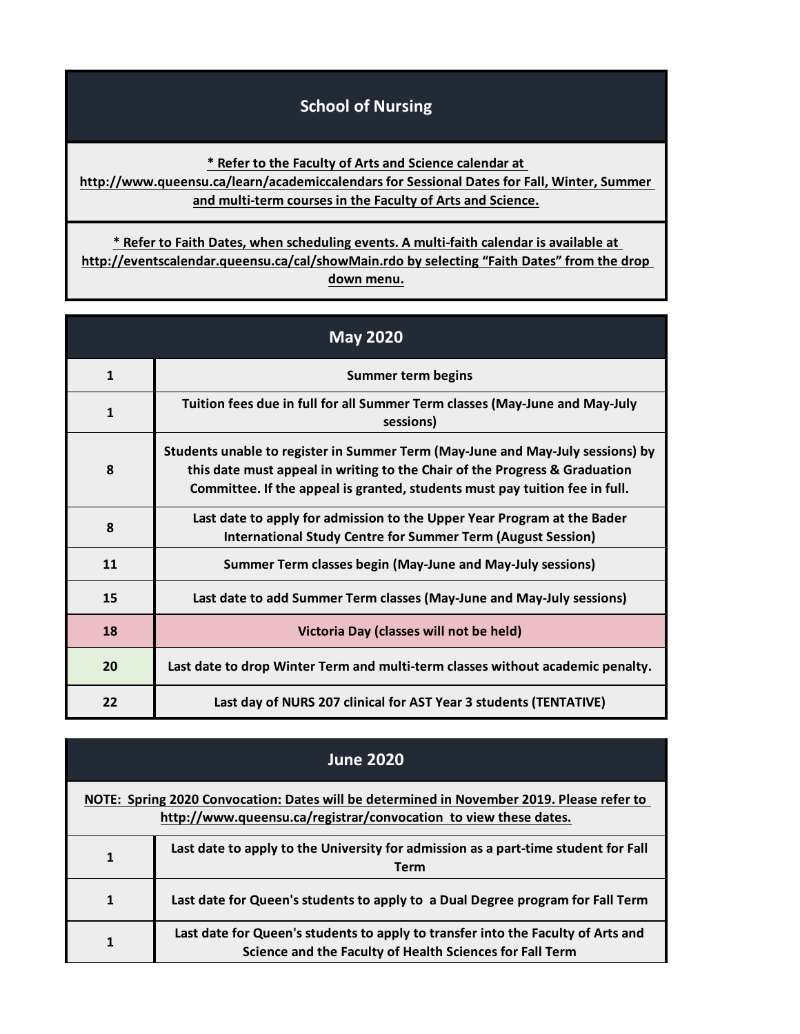# School of Nursing

**\* Refer to the Faculty of Arts and Science calendar at http://www.queensu.ca/learn/academiccalendars for Sessional Dates for Fall, Winter, Summer and multi-term courses in the Faculty of Arts and Science.**

**\* Refer to Faith Dates, when scheduling events. A multi-faith calendar is available at http://eventscalendar.queensu.ca/cal/showMain.rdo by selecting “Faith Dates” from the drop down menu.**

## May 2020

| Date | Event |
|---|---|
| 1 | Summer term begins |
| 1 | Tuition fees due in full for all Summer Term classes (May-June and May-July sessions) |
| 8 | Students unable to register in Summer Term (May-June and May-July sessions) by this date must appeal in writing to the Chair of the Progress & Graduation Committee. If the appeal is granted, students must pay tuition fee in full. |
| 8 | Last date to apply for admission to the Upper Year Program at the Bader International Study Centre for Summer Term (August Session) |
| 11 | Summer Term classes begin (May-June and May-July sessions) |
| 15 | Last date to add Summer Term classes (May-June and May-July sessions) |
| 18 | Victoria Day (classes will not be held) |
| 20 | Last date to drop Winter Term and multi-term classes without academic penalty. |
| 22 | Last day of NURS 207 clinical for AST Year 3 students (TENTATIVE) |

## June 2020

**NOTE: Spring 2020 Convocation: Dates will be determined in November 2019. Please refer to http://www.queensu.ca/registrar/convocation to view these dates.**

| Date | Event |
|---|---|
| 1 | Last date to apply to the University for admission as a part-time student for Fall Term |
| 1 | Last date for Queen's students to apply to a Dual Degree program for Fall Term |
| 1 | Last date for Queen's students to apply to transfer into the Faculty of Arts and Science and the Faculty of Health Sciences for Fall Term |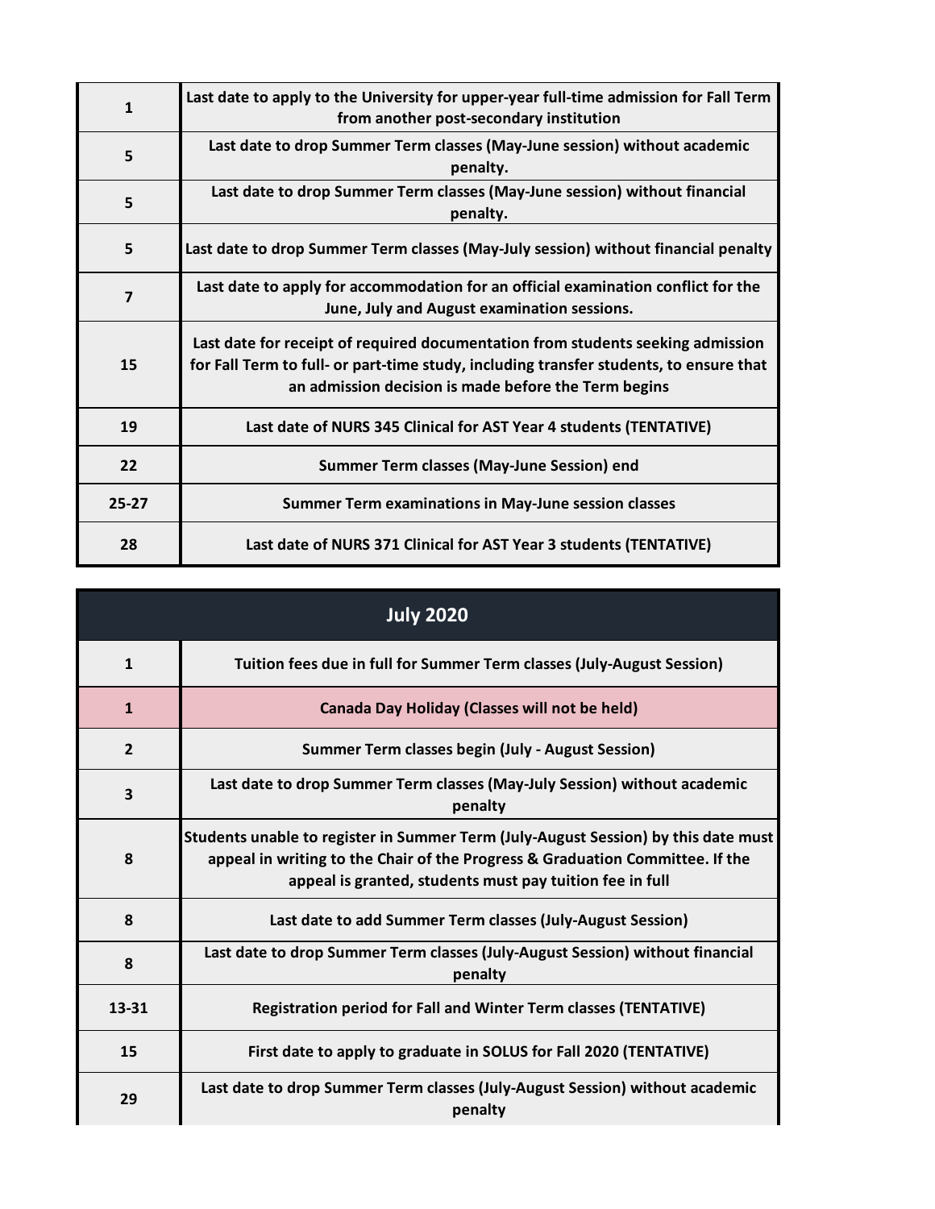| | |
|---|---|
| 1 | Last date to apply to the University for upper-year full-time admission for Fall Term from another post-secondary institution |
| 5 | Last date to drop Summer Term classes (May-June session) without academic penalty. |
| 5 | Last date to drop Summer Term classes (May-June session) without financial penalty. |
| 5 | Last date to drop Summer Term classes (May-July session) without financial penalty |
| 7 | Last date to apply for accommodation for an official examination conflict for the June, July and August examination sessions. |
| 15 | Last date for receipt of required documentation from students seeking admission for Fall Term to full- or part-time study, including transfer students, to ensure that an admission decision is made before the Term begins |
| 19 | Last date of NURS 345 Clinical for AST Year 4 students (TENTATIVE) |
| 22 | Summer Term classes (May-June Session) end |
| 25-27 | Summer Term examinations in May-June session classes |
| 28 | Last date of NURS 371 Clinical for AST Year 3 students (TENTATIVE) |

## July 2020

| | |
|---|---|
| 1 | Tuition fees due in full for Summer Term classes (July-August Session) |
| 1 | Canada Day Holiday (Classes will not be held) |
| 2 | Summer Term classes begin (July - August Session) |
| 3 | Last date to drop Summer Term classes (May-July Session) without academic penalty |
| 8 | Students unable to register in Summer Term (July-August Session) by this date must appeal in writing to the Chair of the Progress & Graduation Committee. If the appeal is granted, students must pay tuition fee in full |
| 8 | Last date to add Summer Term classes (July-August Session) |
| 8 | Last date to drop Summer Term classes (July-August Session) without financial penalty |
| 13-31 | Registration period for Fall and Winter Term classes (TENTATIVE) |
| 15 | First date to apply to graduate in SOLUS for Fall 2020 (TENTATIVE) |
| 29 | Last date to drop Summer Term classes (July-August Session) without academic penalty |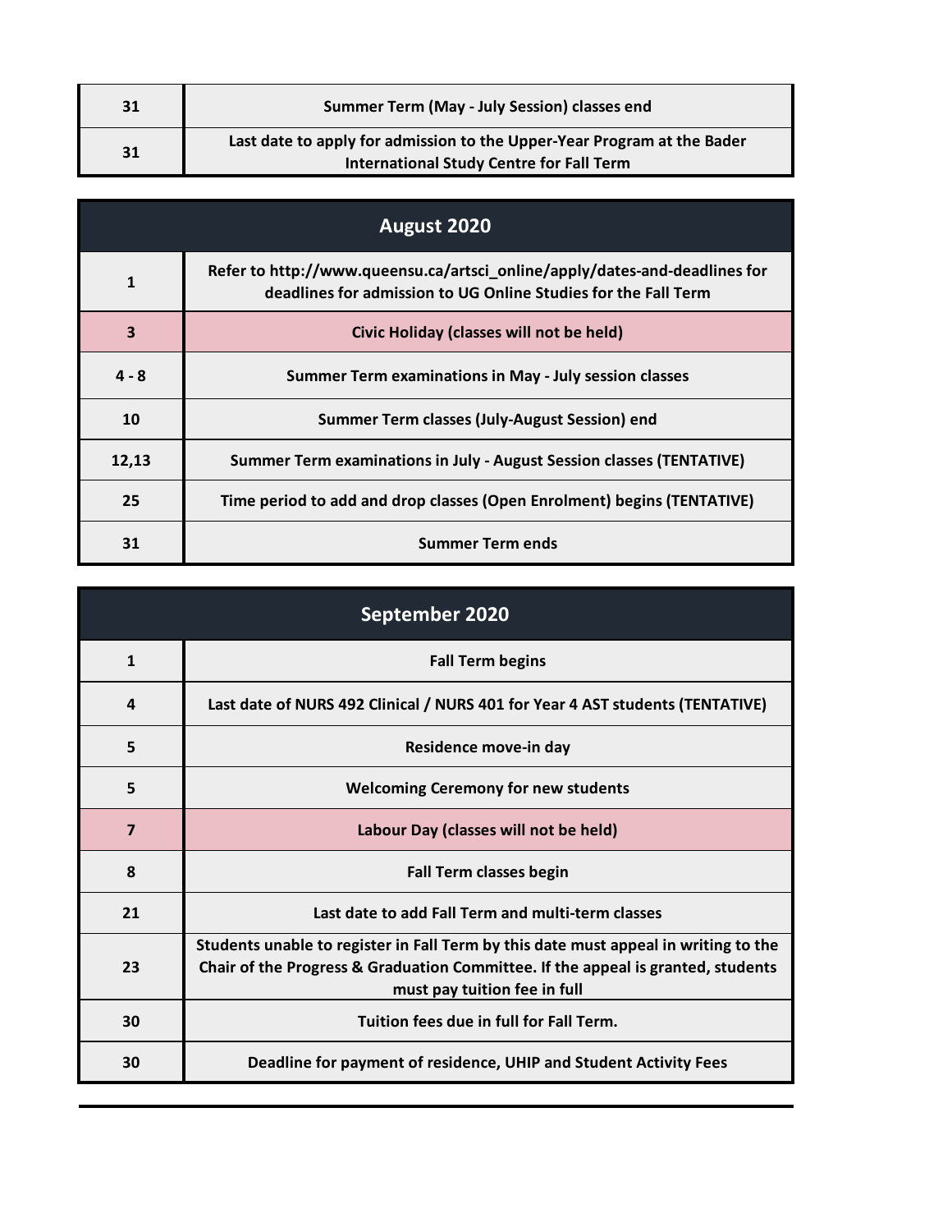| | |
|---|---|
| 31 | Summer Term (May - July Session) classes end |
| 31 | Last date to apply for admission to the Upper-Year Program at the Bader International Study Centre for Fall Term |

## August 2020

| | |
|---|---|
| 1 | Refer to http://www.queensu.ca/artsci_online/apply/dates-and-deadlines for deadlines for admission to UG Online Studies for the Fall Term |
| 3 | Civic Holiday (classes will not be held) |
| 4 - 8 | Summer Term examinations in May - July session classes |
| 10 | Summer Term classes (July-August Session) end |
| 12,13 | Summer Term examinations in July - August Session classes (TENTATIVE) |
| 25 | Time period to add and drop classes (Open Enrolment) begins (TENTATIVE) |
| 31 | Summer Term ends |

## September 2020

| | |
|---|---|
| 1 | Fall Term begins |
| 4 | Last date of NURS 492 Clinical / NURS 401 for Year 4 AST students (TENTATIVE) |
| 5 | Residence move-in day |
| 5 | Welcoming Ceremony for new students |
| 7 | Labour Day (classes will not be held) |
| 8 | Fall Term classes begin |
| 21 | Last date to add Fall Term and multi-term classes |
| 23 | Students unable to register in Fall Term by this date must appeal in writing to the Chair of the Progress & Graduation Committee. If the appeal is granted, students must pay tuition fee in full |
| 30 | Tuition fees due in full for Fall Term. |
| 30 | Deadline for payment of residence, UHIP and Student Activity Fees |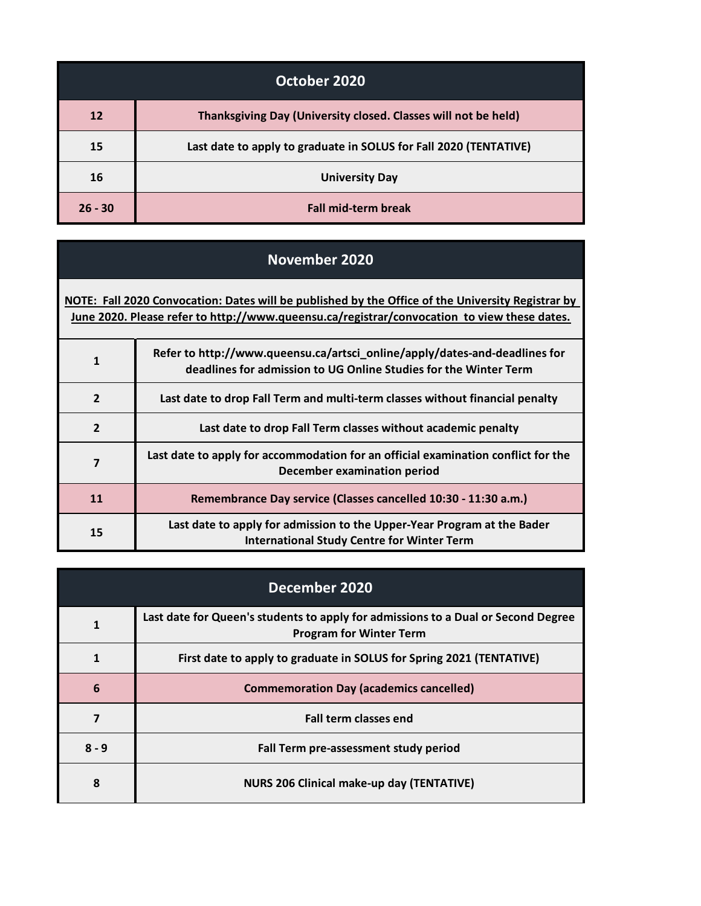| October 2020 | |
|---|---|
| 12 | Thanksgiving Day (University closed. Classes will not be held) |
| 15 | Last date to apply to graduate in SOLUS for Fall 2020 (TENTATIVE) |
| 16 | University Day |
| 26 - 30 | Fall mid-term break |

| November 2020 | |
|---|---|
| NOTE: Fall 2020 Convocation: Dates will be published by the Office of the University Registrar by June 2020. Please refer to http://www.queensu.ca/registrar/convocation to view these dates. | |
| 1 | Refer to http://www.queensu.ca/artsci_online/apply/dates-and-deadlines for deadlines for admission to UG Online Studies for the Winter Term |
| 2 | Last date to drop Fall Term and multi-term classes without financial penalty |
| 2 | Last date to drop Fall Term classes without academic penalty |
| 7 | Last date to apply for accommodation for an official examination conflict for the December examination period |
| 11 | Remembrance Day service (Classes cancelled 10:30 - 11:30 a.m.) |
| 15 | Last date to apply for admission to the Upper-Year Program at the Bader International Study Centre for Winter Term |

| December 2020 | |
|---|---|
| 1 | Last date for Queen's students to apply for admissions to a Dual or Second Degree Program for Winter Term |
| 1 | First date to apply to graduate in SOLUS for Spring 2021 (TENTATIVE) |
| 6 | Commemoration Day (academics cancelled) |
| 7 | Fall term classes end |
| 8 - 9 | Fall Term pre-assessment study period |
| 8 | NURS 206 Clinical make-up day (TENTATIVE) |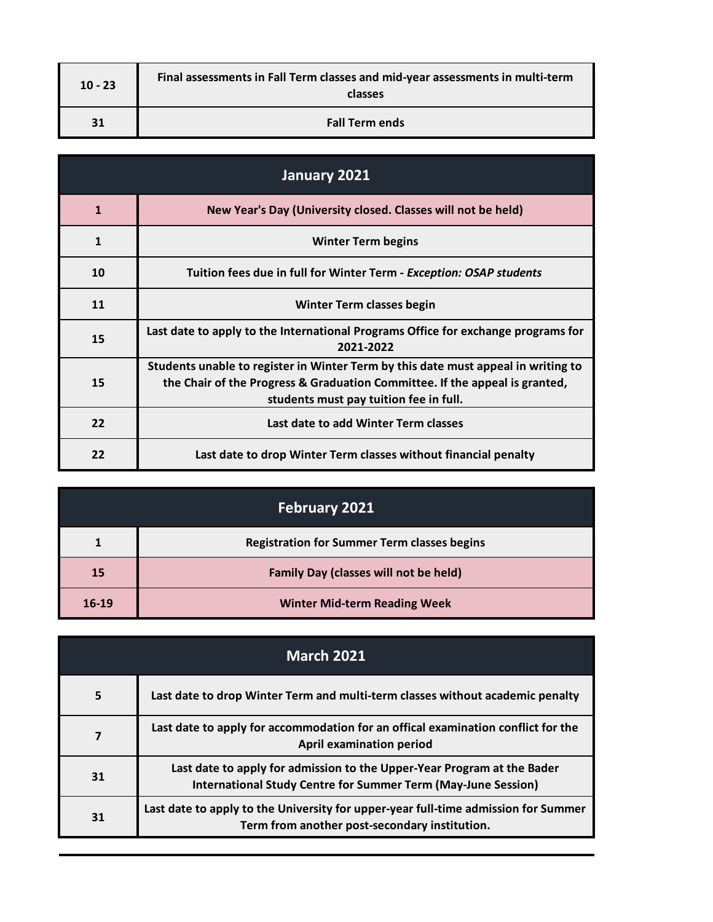| | |
|---|---|
| 10 - 23 | Final assessments in Fall Term classes and mid-year assessments in multi-term classes |
| 31 | Fall Term ends |

## January 2021

| | |
|---|---|
| 1 | New Year's Day (University closed. Classes will not be held) |
| 1 | Winter Term begins |
| 10 | Tuition fees due in full for Winter Term - *Exception: OSAP students* |
| 11 | Winter Term classes begin |
| 15 | Last date to apply to the International Programs Office for exchange programs for 2021-2022 |
| 15 | Students unable to register in Winter Term by this date must appeal in writing to the Chair of the Progress & Graduation Committee. If the appeal is granted, students must pay tuition fee in full. |
| 22 | Last date to add Winter Term classes |
| 22 | Last date to drop Winter Term classes without financial penalty |

## February 2021

| | |
|---|---|
| 1 | Registration for Summer Term classes begins |
| 15 | Family Day (classes will not be held) |
| 16-19 | Winter Mid-term Reading Week |

## March 2021

| | |
|---|---|
| 5 | Last date to drop Winter Term and multi-term classes without academic penalty |
| 7 | Last date to apply for accommodation for an offical examination conflict for the April examination period |
| 31 | Last date to apply for admission to the Upper-Year Program at the Bader International Study Centre for Summer Term (May-June Session) |
| 31 | Last date to apply to the University for upper-year full-time admission for Summer Term from another post-secondary institution. |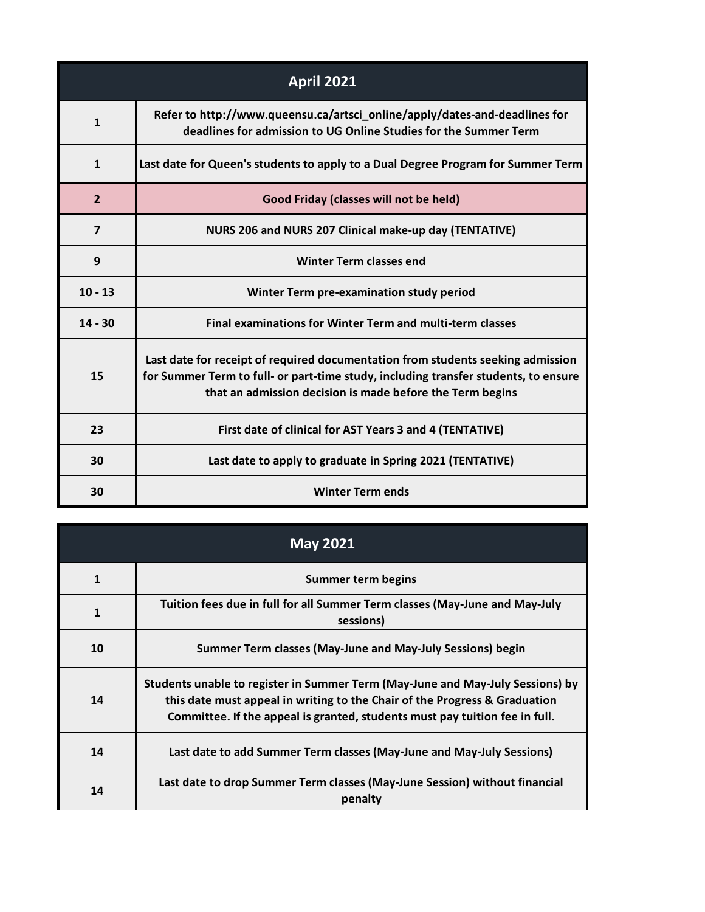| April 2021 | |
|---|---|
| 1 | Refer to http://www.queensu.ca/artsci_online/apply/dates-and-deadlines for deadlines for admission to UG Online Studies for the Summer Term |
| 1 | Last date for Queen's students to apply to a Dual Degree Program for Summer Term |
| 2 | Good Friday (classes will not be held) |
| 7 | NURS 206 and NURS 207 Clinical make-up day (TENTATIVE) |
| 9 | Winter Term classes end |
| 10 - 13 | Winter Term pre-examination study period |
| 14 - 30 | Final examinations for Winter Term and multi-term classes |
| 15 | Last date for receipt of required documentation from students seeking admission for Summer Term to full- or part-time study, including transfer students, to ensure that an admission decision is made before the Term begins |
| 23 | First date of clinical for AST Years 3 and 4 (TENTATIVE) |
| 30 | Last date to apply to graduate in Spring 2021 (TENTATIVE) |
| 30 | Winter Term ends |

| May 2021 | |
|---|---|
| 1 | Summer term begins |
| 1 | Tuition fees due in full for all Summer Term classes (May-June and May-July sessions) |
| 10 | Summer Term classes (May-June and May-July Sessions) begin |
| 14 | Students unable to register in Summer Term (May-June and May-July Sessions) by this date must appeal in writing to the Chair of the Progress & Graduation Committee. If the appeal is granted, students must pay tuition fee in full. |
| 14 | Last date to add Summer Term classes (May-June and May-July Sessions) |
| 14 | Last date to drop Summer Term classes (May-June Session) without financial penalty |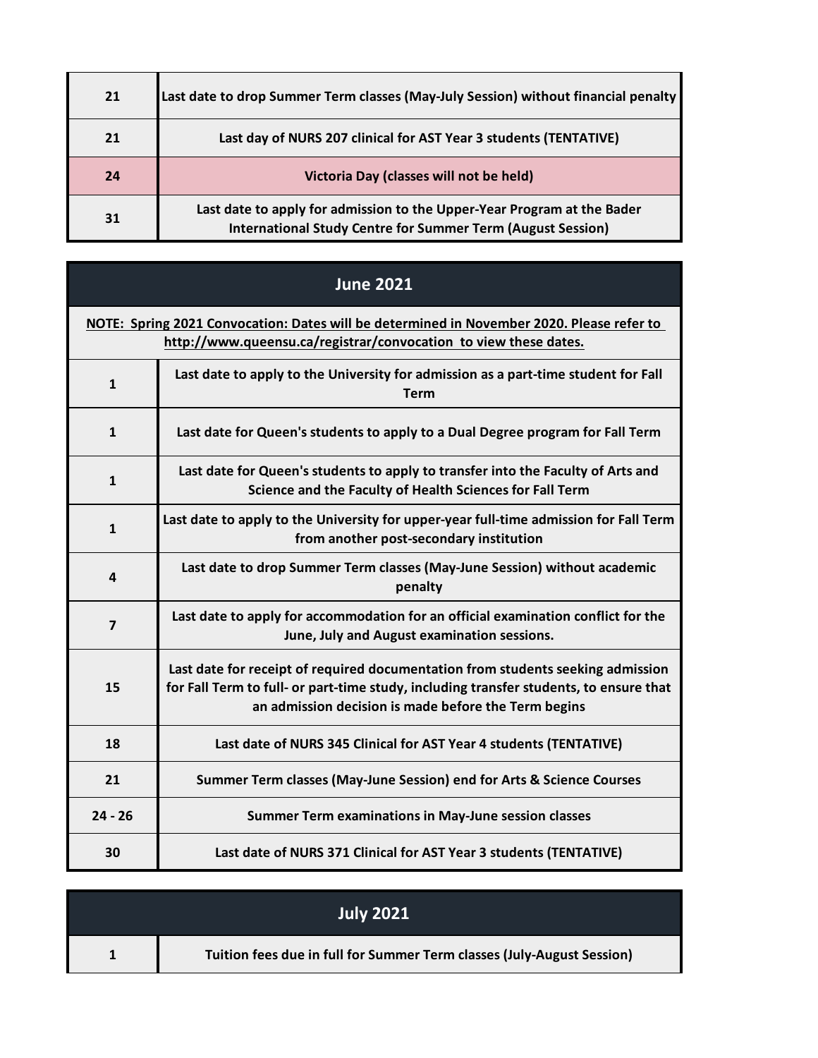| | |
|---|---|
| 21 | Last date to drop Summer Term classes (May-July Session) without financial penalty |
| 21 | Last day of NURS 207 clinical for AST Year 3 students (TENTATIVE) |
| 24 | Victoria Day (classes will not be held) |
| 31 | Last date to apply for admission to the Upper-Year Program at the Bader International Study Centre for Summer Term (August Session) |

## June 2021

**NOTE: Spring 2021 Convocation: Dates will be determined in November 2020. Please refer to http://www.queensu.ca/registrar/convocation to view these dates.**

| | |
|---|---|
| 1 | Last date to apply to the University for admission as a part-time student for Fall Term |
| 1 | Last date for Queen's students to apply to a Dual Degree program for Fall Term |
| 1 | Last date for Queen's students to apply to transfer into the Faculty of Arts and Science and the Faculty of Health Sciences for Fall Term |
| 1 | Last date to apply to the University for upper-year full-time admission for Fall Term from another post-secondary institution |
| 4 | Last date to drop Summer Term classes (May-June Session) without academic penalty |
| 7 | Last date to apply for accommodation for an official examination conflict for the June, July and August examination sessions. |
| 15 | Last date for receipt of required documentation from students seeking admission for Fall Term to full- or part-time study, including transfer students, to ensure that an admission decision is made before the Term begins |
| 18 | Last date of NURS 345 Clinical for AST Year 4 students (TENTATIVE) |
| 21 | Summer Term classes (May-June Session) end for Arts & Science Courses |
| 24 - 26 | Summer Term examinations in May-June session classes |
| 30 | Last date of NURS 371 Clinical for AST Year 3 students (TENTATIVE) |

## July 2021

| | |
|---|---|
| 1 | Tuition fees due in full for Summer Term classes (July-August Session) |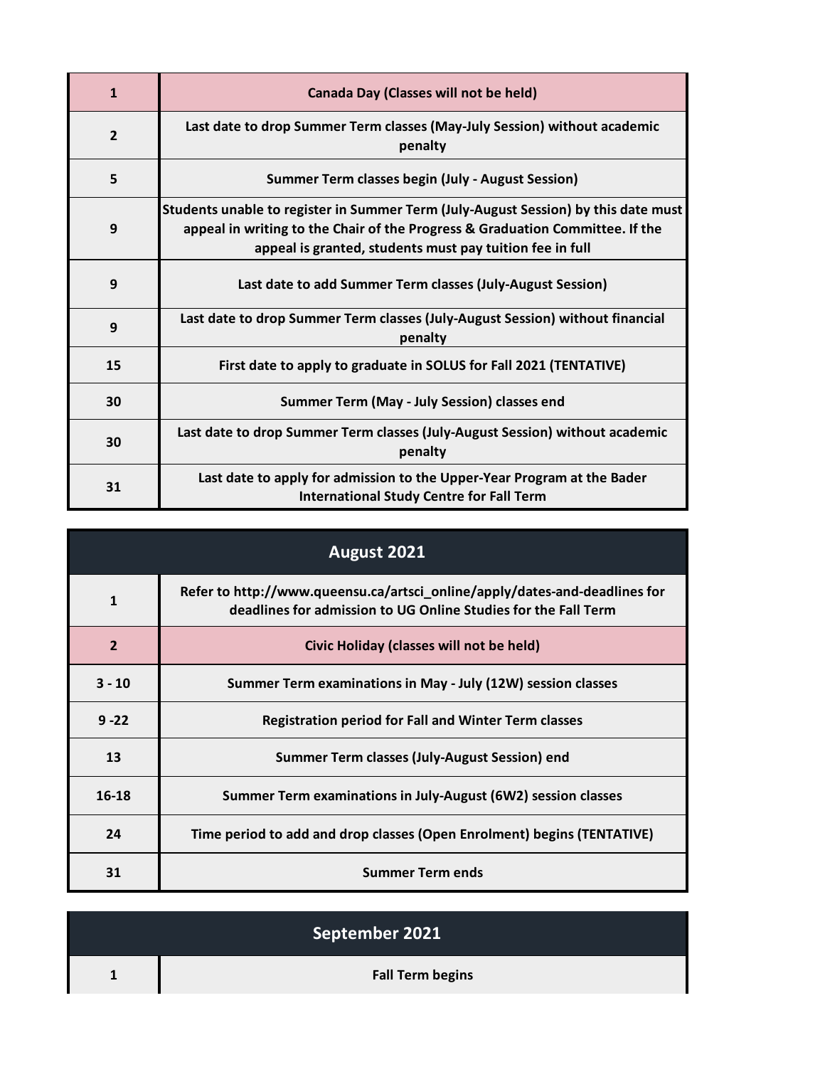| | |
|---|---|
| 1 | **Canada Day (Classes will not be held)** |
| 2 | **Last date to drop Summer Term classes (May-July Session) without academic penalty** |
| 5 | **Summer Term classes begin (July - August Session)** |
| 9 | **Students unable to register in Summer Term (July-August Session) by this date must appeal in writing to the Chair of the Progress & Graduation Committee. If the appeal is granted, students must pay tuition fee in full** |
| 9 | **Last date to add Summer Term classes (July-August Session)** |
| 9 | **Last date to drop Summer Term classes (July-August Session) without financial penalty** |
| 15 | **First date to apply to graduate in SOLUS for Fall 2021 (TENTATIVE)** |
| 30 | **Summer Term (May - July Session) classes end** |
| 30 | **Last date to drop Summer Term classes (July-August Session) without academic penalty** |
| 31 | **Last date to apply for admission to the Upper-Year Program at the Bader International Study Centre for Fall Term** |

| **August 2021** | |
|---|---|
| 1 | **Refer to http://www.queensu.ca/artsci_online/apply/dates-and-deadlines for deadlines for admission to UG Online Studies for the Fall Term** |
| 2 | **Civic Holiday (classes will not be held)** |
| 3 - 10 | **Summer Term examinations in May - July (12W) session classes** |
| 9 -22 | **Registration period for Fall and Winter Term classes** |
| 13 | **Summer Term classes (July-August Session) end** |
| 16-18 | **Summer Term examinations in July-August (6W2) session classes** |
| 24 | **Time period to add and drop classes (Open Enrolment) begins (TENTATIVE)** |
| 31 | **Summer Term ends** |

| **September 2021** | |
|---|---|
| 1 | **Fall Term begins** |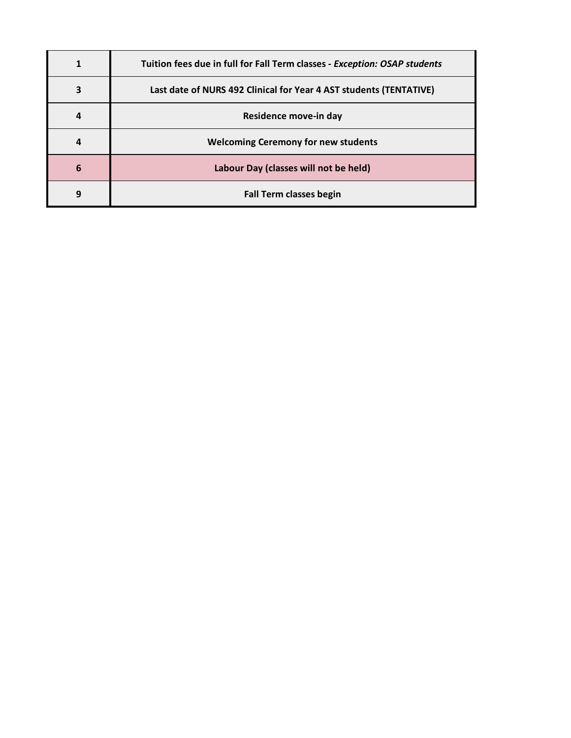| | |
|---|---|
| **1** | **Tuition fees due in full for Fall Term classes -** ***Exception: OSAP students*** |
| **3** | **Last date of NURS 492 Clinical for Year 4 AST students (TENTATIVE)** |
| **4** | **Residence move-in day** |
| **4** | **Welcoming Ceremony for new students** |
| **6** | **Labour Day (classes will not be held)** |
| **9** | **Fall Term classes begin** |